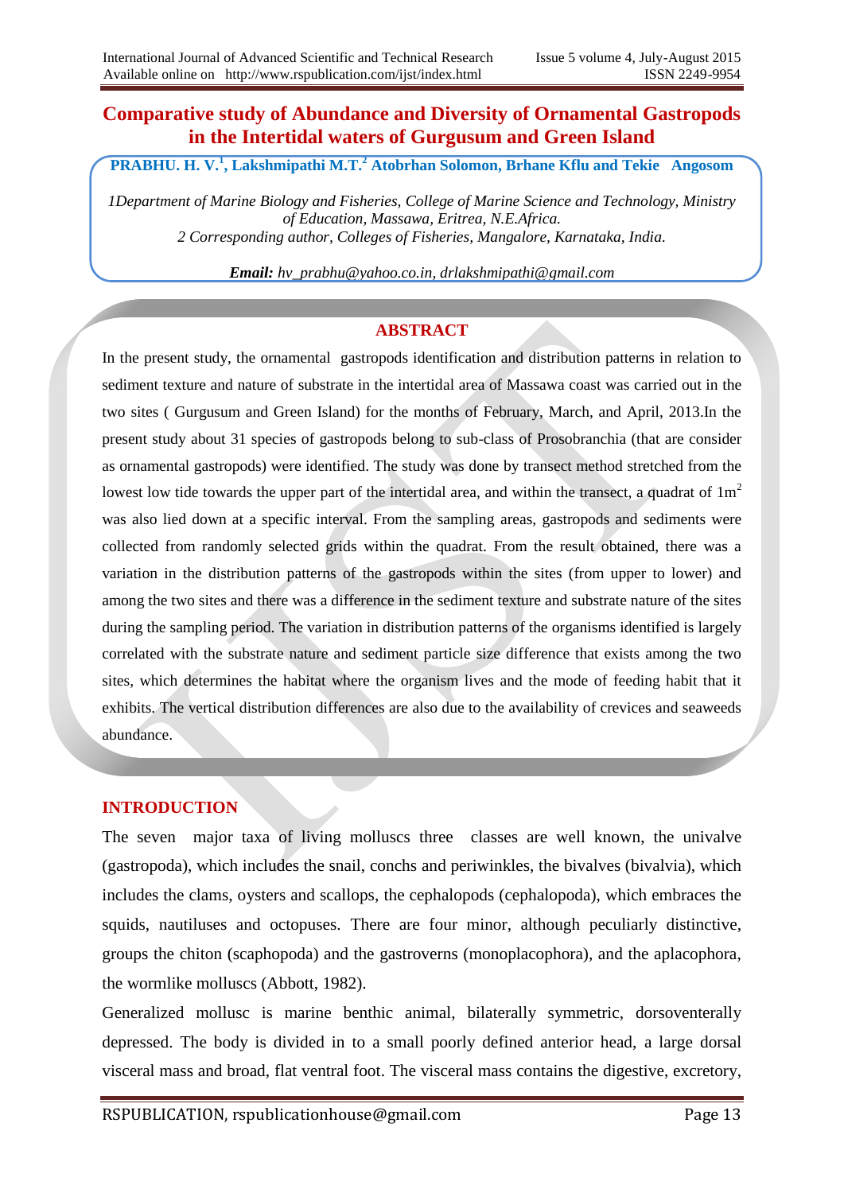# Comparative study of Abundance and Diversity of Ornamental Gastropods in the Intertidal waters of Gurgusum and Green Island

**PRABHU. H. V.[1], Lakshmipathi M.T.[2] Atobrhan Solomon, Brhane Kflu and Tekie Angosom**

*1Department of Marine Biology and Fisheries, College of Marine Science and Technology, Ministry of Education, Massawa, Eritrea, N.E.Africa.*
*2 Corresponding author, Colleges of Fisheries, Mangalore, Karnataka, India.*

***Email:*** *hv_prabhu@yahoo.co.in, drlakshmipathi@gmail.com*

## ABSTRACT

In the present study, the ornamental gastropods identification and distribution patterns in relation to sediment texture and nature of substrate in the intertidal area of Massawa coast was carried out in the two sites ( Gurgusum and Green Island) for the months of February, March, and April, 2013.In the present study about 31 species of gastropods belong to sub-class of Prosobranchia (that are consider as ornamental gastropods) were identified. The study was done by transect method stretched from the lowest low tide towards the upper part of the intertidal area, and within the transect, a quadrat of $1m^2$ was also lied down at a specific interval. From the sampling areas, gastropods and sediments were collected from randomly selected grids within the quadrat. From the result obtained, there was a variation in the distribution patterns of the gastropods within the sites (from upper to lower) and among the two sites and there was a difference in the sediment texture and substrate nature of the sites during the sampling period. The variation in distribution patterns of the organisms identified is largely correlated with the substrate nature and sediment particle size difference that exists among the two sites, which determines the habitat where the organism lives and the mode of feeding habit that it exhibits. The vertical distribution differences are also due to the availability of crevices and seaweeds abundance.

## INTRODUCTION

The seven major taxa of living molluscs three classes are well known, the univalve (gastropoda), which includes the snail, conchs and periwinkles, the bivalves (bivalvia), which includes the clams, oysters and scallops, the cephalopods (cephalopoda), which embraces the squids, nautiluses and octopuses. There are four minor, although peculiarly distinctive, groups the chiton (scaphopoda) and the gastroverns (monoplacophora), and the aplacophora, the wormlike molluscs (Abbott, 1982).

Generalized mollusc is marine benthic animal, bilaterally symmetric, dorsoventerally depressed. The body is divided in to a small poorly defined anterior head, a large dorsal visceral mass and broad, flat ventral foot. The visceral mass contains the digestive, excretory,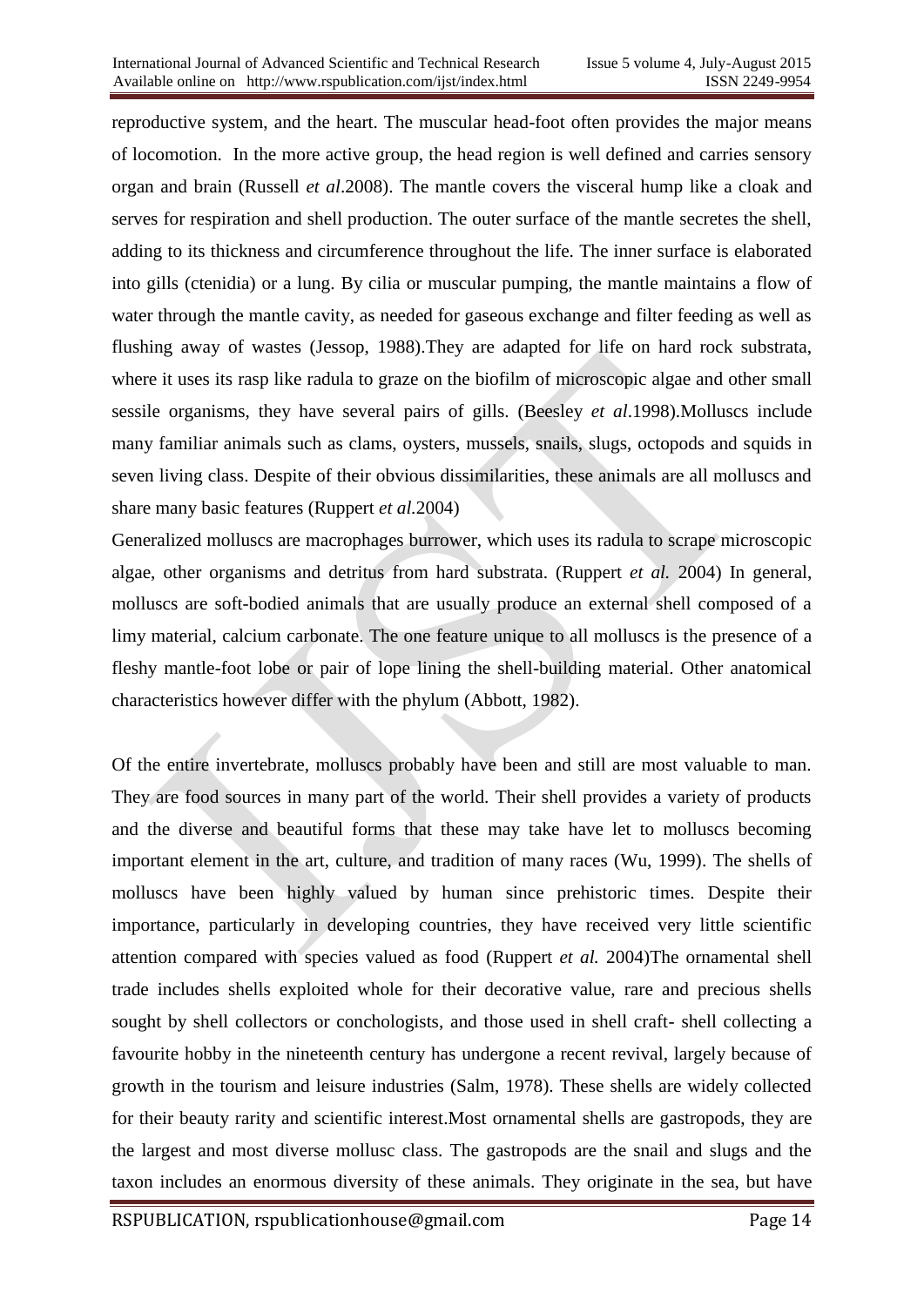reproductive system, and the heart. The muscular head-foot often provides the major means of locomotion. In the more active group, the head region is well defined and carries sensory organ and brain (Russell *et al*.2008). The mantle covers the visceral hump like a cloak and serves for respiration and shell production. The outer surface of the mantle secretes the shell, adding to its thickness and circumference throughout the life. The inner surface is elaborated into gills (ctenidia) or a lung. By cilia or muscular pumping, the mantle maintains a flow of water through the mantle cavity, as needed for gaseous exchange and filter feeding as well as flushing away of wastes (Jessop, 1988).They are adapted for life on hard rock substrata, where it uses its rasp like radula to graze on the biofilm of microscopic algae and other small sessile organisms, they have several pairs of gills. (Beesley *et al*.1998).Molluscs include many familiar animals such as clams, oysters, mussels, snails, slugs, octopods and squids in seven living class. Despite of their obvious dissimilarities, these animals are all molluscs and share many basic features (Ruppert *et al.*2004)

Generalized molluscs are macrophages burrower, which uses its radula to scrape microscopic algae, other organisms and detritus from hard substrata. (Ruppert *et al.* 2004) In general, molluscs are soft-bodied animals that are usually produce an external shell composed of a limy material, calcium carbonate. The one feature unique to all molluscs is the presence of a fleshy mantle-foot lobe or pair of lope lining the shell-building material. Other anatomical characteristics however differ with the phylum (Abbott, 1982).

Of the entire invertebrate, molluscs probably have been and still are most valuable to man. They are food sources in many part of the world. Their shell provides a variety of products and the diverse and beautiful forms that these may take have let to molluscs becoming important element in the art, culture, and tradition of many races (Wu, 1999). The shells of molluscs have been highly valued by human since prehistoric times. Despite their importance, particularly in developing countries, they have received very little scientific attention compared with species valued as food (Ruppert *et al.* 2004)The ornamental shell trade includes shells exploited whole for their decorative value, rare and precious shells sought by shell collectors or conchologists, and those used in shell craft- shell collecting a favourite hobby in the nineteenth century has undergone a recent revival, largely because of growth in the tourism and leisure industries (Salm, 1978). These shells are widely collected for their beauty rarity and scientific interest.Most ornamental shells are gastropods, they are the largest and most diverse mollusc class. The gastropods are the snail and slugs and the taxon includes an enormous diversity of these animals. They originate in the sea, but have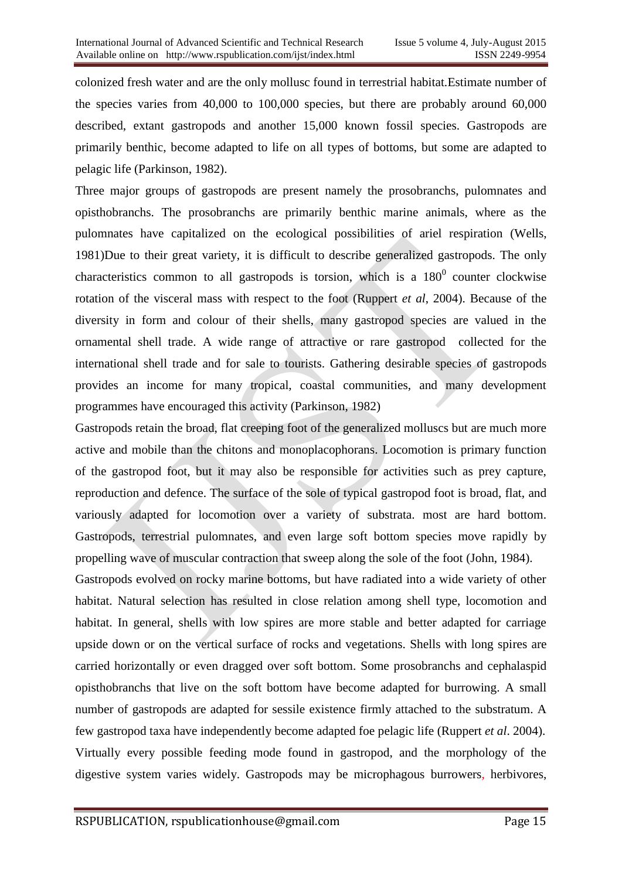colonized fresh water and are the only mollusc found in terrestrial habitat.Estimate number of the species varies from 40,000 to 100,000 species, but there are probably around 60,000 described, extant gastropods and another 15,000 known fossil species. Gastropods are primarily benthic, become adapted to life on all types of bottoms, but some are adapted to pelagic life (Parkinson, 1982).

Three major groups of gastropods are present namely the prosobranchs, pulomnates and opisthobranchs. The prosobranchs are primarily benthic marine animals, where as the pulomnates have capitalized on the ecological possibilities of ariel respiration (Wells, 1981)Due to their great variety, it is difficult to describe generalized gastropods. The only characteristics common to all gastropods is torsion, which is a $180^0$ counter clockwise rotation of the visceral mass with respect to the foot (Ruppert *et al*, 2004). Because of the diversity in form and colour of their shells, many gastropod species are valued in the ornamental shell trade. A wide range of attractive or rare gastropod collected for the international shell trade and for sale to tourists. Gathering desirable species of gastropods provides an income for many tropical, coastal communities, and many development programmes have encouraged this activity (Parkinson, 1982)

Gastropods retain the broad, flat creeping foot of the generalized molluscs but are much more active and mobile than the chitons and monoplacophorans. Locomotion is primary function of the gastropod foot, but it may also be responsible for activities such as prey capture, reproduction and defence. The surface of the sole of typical gastropod foot is broad, flat, and variously adapted for locomotion over a variety of substrata. most are hard bottom. Gastropods, terrestrial pulomnates, and even large soft bottom species move rapidly by propelling wave of muscular contraction that sweep along the sole of the foot (John, 1984).

Gastropods evolved on rocky marine bottoms, but have radiated into a wide variety of other habitat. Natural selection has resulted in close relation among shell type, locomotion and habitat. In general, shells with low spires are more stable and better adapted for carriage upside down or on the vertical surface of rocks and vegetations. Shells with long spires are carried horizontally or even dragged over soft bottom. Some prosobranchs and cephalaspid opisthobranchs that live on the soft bottom have become adapted for burrowing. A small number of gastropods are adapted for sessile existence firmly attached to the substratum. A few gastropod taxa have independently become adapted foe pelagic life (Ruppert *et al*. 2004).

Virtually every possible feeding mode found in gastropod, and the morphology of the digestive system varies widely. Gastropods may be microphagous burrowers, herbivores,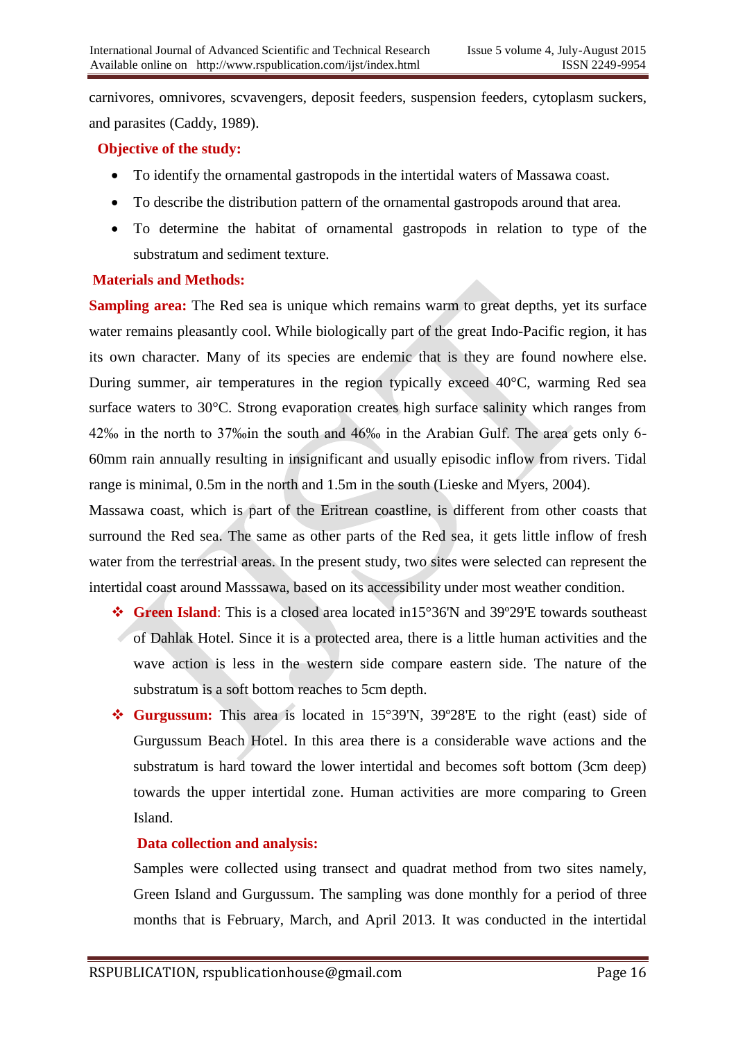carnivores, omnivores, scvavengers, deposit feeders, suspension feeders, cytoplasm suckers, and parasites (Caddy, 1989).

**Objective of the study:**

- To identify the ornamental gastropods in the intertidal waters of Massawa coast.
- To describe the distribution pattern of the ornamental gastropods around that area.
- To determine the habitat of ornamental gastropods in relation to type of the substratum and sediment texture.

**Materials and Methods:**

**Sampling area:** The Red sea is unique which remains warm to great depths, yet its surface water remains pleasantly cool. While biologically part of the great Indo-Pacific region, it has its own character. Many of its species are endemic that is they are found nowhere else. During summer, air temperatures in the region typically exceed 40°C, warming Red sea surface waters to 30°C. Strong evaporation creates high surface salinity which ranges from 42‰ in the north to 37‰in the south and 46‰ in the Arabian Gulf. The area gets only 6-60mm rain annually resulting in insignificant and usually episodic inflow from rivers. Tidal range is minimal, 0.5m in the north and 1.5m in the south (Lieske and Myers, 2004).

Massawa coast, which is part of the Eritrean coastline, is different from other coasts that surround the Red sea. The same as other parts of the Red sea, it gets little inflow of fresh water from the terrestrial areas. In the present study, two sites were selected can represent the intertidal coast around Masssawa, based on its accessibility under most weather condition.

- **Green Island**: This is a closed area located in15°36'N and 39º29'E towards southeast of Dahlak Hotel. Since it is a protected area, there is a little human activities and the wave action is less in the western side compare eastern side. The nature of the substratum is a soft bottom reaches to 5cm depth.
- **Gurgussum:** This area is located in 15°39'N, 39º28'E to the right (east) side of Gurgussum Beach Hotel. In this area there is a considerable wave actions and the substratum is hard toward the lower intertidal and becomes soft bottom (3cm deep) towards the upper intertidal zone. Human activities are more comparing to Green Island.

**Data collection and analysis:**

Samples were collected using transect and quadrat method from two sites namely, Green Island and Gurgussum. The sampling was done monthly for a period of three months that is February, March, and April 2013. It was conducted in the intertidal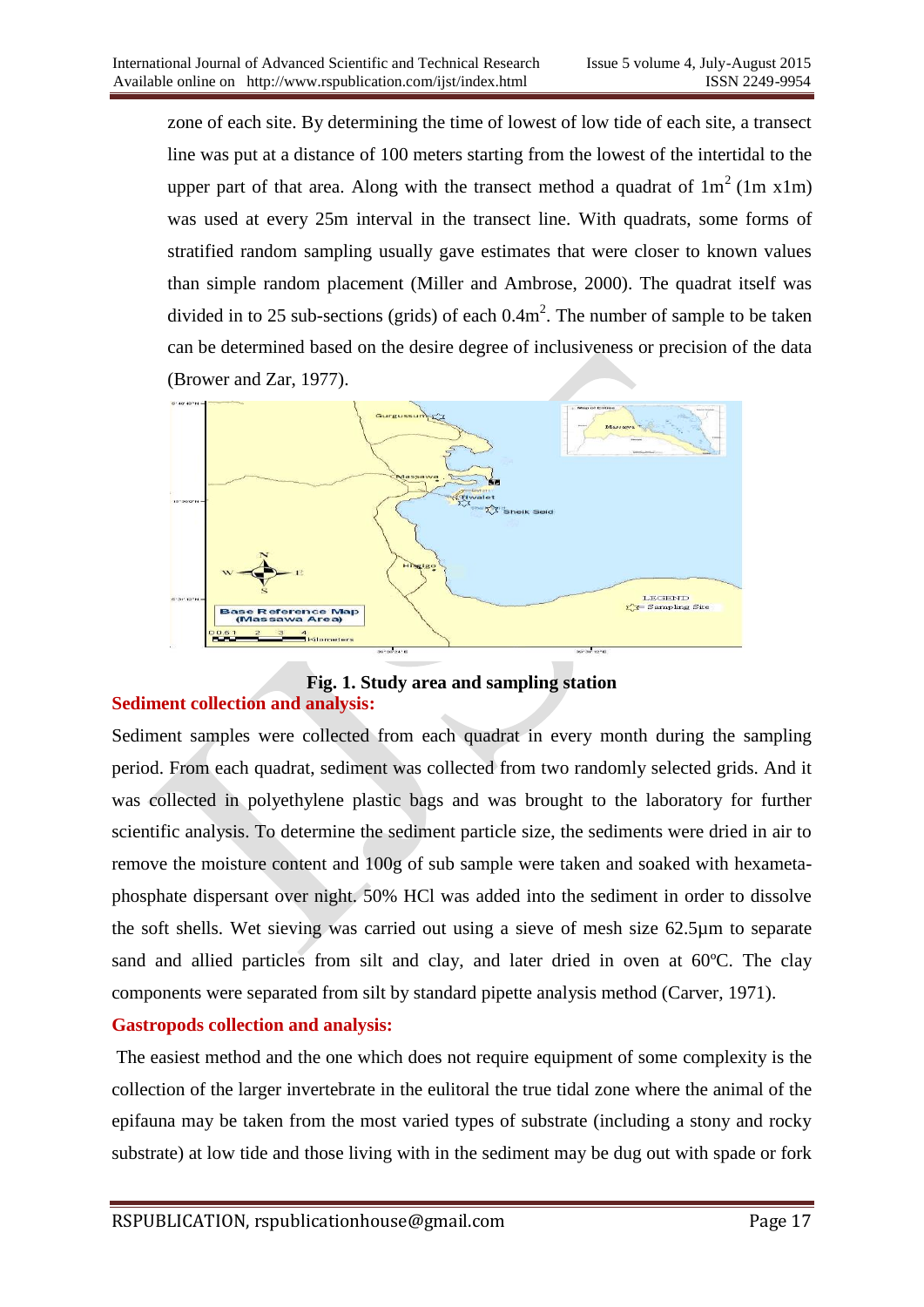zone of each site. By determining the time of lowest of low tide of each site, a transect line was put at a distance of 100 meters starting from the lowest of the intertidal to the upper part of that area. Along with the transect method a quadrat of $1m^2$ (1m x1m) was used at every 25m interval in the transect line. With quadrats, some forms of stratified random sampling usually gave estimates that were closer to known values than simple random placement (Miller and Ambrose, 2000). The quadrat itself was divided in to 25 sub-sections (grids) of each $0.4m^2$. The number of sample to be taken can be determined based on the desire degree of inclusiveness or precision of the data (Brower and Zar, 1977).

**Fig. 1. Study area and sampling station**

## Sediment collection and analysis:

Sediment samples were collected from each quadrat in every month during the sampling period. From each quadrat, sediment was collected from two randomly selected grids. And it was collected in polyethylene plastic bags and was brought to the laboratory for further scientific analysis. To determine the sediment particle size, the sediments were dried in air to remove the moisture content and 100g of sub sample were taken and soaked with hexameta-phosphate dispersant over night. 50% HCl was added into the sediment in order to dissolve the soft shells. Wet sieving was carried out using a sieve of mesh size 62.5µm to separate sand and allied particles from silt and clay, and later dried in oven at 60ºC. The clay components were separated from silt by standard pipette analysis method (Carver, 1971).

## Gastropods collection and analysis:

The easiest method and the one which does not require equipment of some complexity is the collection of the larger invertebrate in the eulitoral the true tidal zone where the animal of the epifauna may be taken from the most varied types of substrate (including a stony and rocky substrate) at low tide and those living with in the sediment may be dug out with spade or fork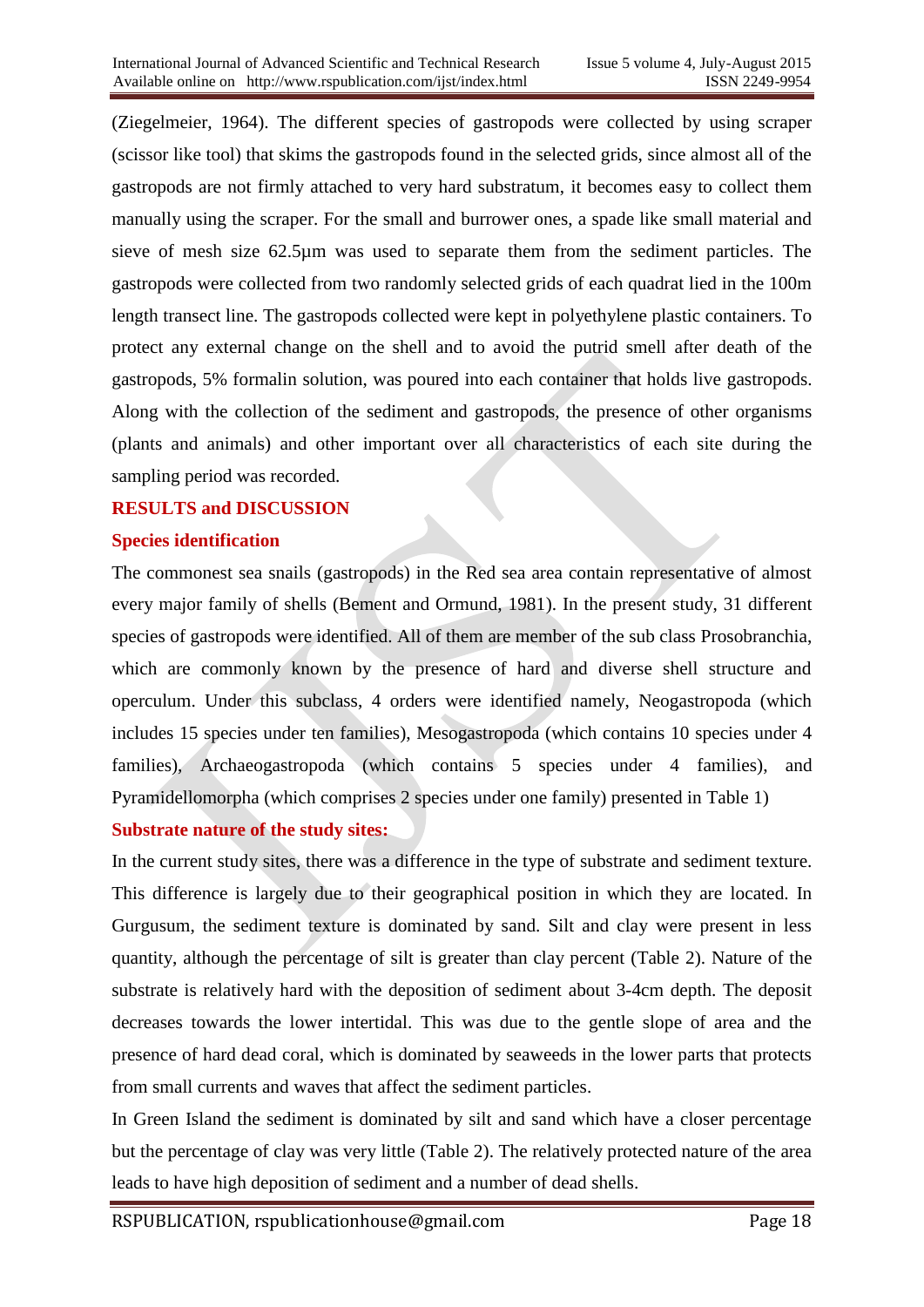(Ziegelmeier, 1964). The different species of gastropods were collected by using scraper (scissor like tool) that skims the gastropods found in the selected grids, since almost all of the gastropods are not firmly attached to very hard substratum, it becomes easy to collect them manually using the scraper. For the small and burrower ones, a spade like small material and sieve of mesh size 62.5µm was used to separate them from the sediment particles. The gastropods were collected from two randomly selected grids of each quadrat lied in the 100m length transect line. The gastropods collected were kept in polyethylene plastic containers. To protect any external change on the shell and to avoid the putrid smell after death of the gastropods, 5% formalin solution, was poured into each container that holds live gastropods. Along with the collection of the sediment and gastropods, the presence of other organisms (plants and animals) and other important over all characteristics of each site during the sampling period was recorded.

## RESULTS and DISCUSSION

### Species identification

The commonest sea snails (gastropods) in the Red sea area contain representative of almost every major family of shells (Bement and Ormund, 1981). In the present study, 31 different species of gastropods were identified. All of them are member of the sub class Prosobranchia, which are commonly known by the presence of hard and diverse shell structure and operculum. Under this subclass, 4 orders were identified namely, Neogastropoda (which includes 15 species under ten families), Mesogastropoda (which contains 10 species under 4 families), Archaeogastropoda (which contains 5 species under 4 families), and Pyramidellomorpha (which comprises 2 species under one family) presented in Table 1)

### Substrate nature of the study sites:

In the current study sites, there was a difference in the type of substrate and sediment texture. This difference is largely due to their geographical position in which they are located. In Gurgusum, the sediment texture is dominated by sand. Silt and clay were present in less quantity, although the percentage of silt is greater than clay percent (Table 2). Nature of the substrate is relatively hard with the deposition of sediment about 3-4cm depth. The deposit decreases towards the lower intertidal. This was due to the gentle slope of area and the presence of hard dead coral, which is dominated by seaweeds in the lower parts that protects from small currents and waves that affect the sediment particles.

In Green Island the sediment is dominated by silt and sand which have a closer percentage but the percentage of clay was very little (Table 2). The relatively protected nature of the area leads to have high deposition of sediment and a number of dead shells.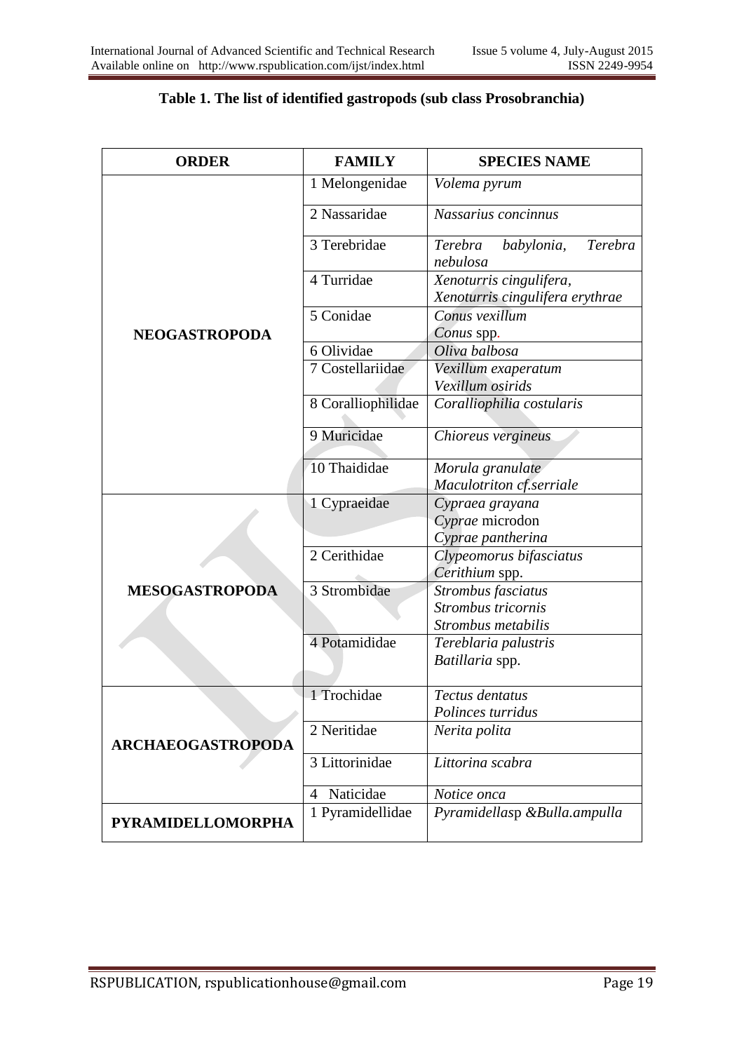**Table 1. The list of identified gastropods (sub class Prosobranchia)**

| ORDER | FAMILY | SPECIES NAME |
|---|---|---|
| NEOGASTROPODA | 1 Melongenidae | *Volema pyrum* |
| | 2 Nassaridae | *Nassarius concinnus* |
| | 3 Terebridae | *Terebra babylonia, Terebra nebulosa* |
| | 4 Turridae | *Xenoturris cingulifera, Xenoturris cingulifera erythrae* |
| | 5 Conidae | *Conus vexillum* <br> *Conus* spp. |
| | 6 Olividae | *Oliva balbosa* |
| | 7 Costellariidae | *Vexillum exaperatum* <br> *Vexillum osirids* |
| | 8 Coralliophilidae | *Coralliophilia costularis* |
| | 9 Muricidae | *Chioreus vergineus* |
| | 10 Thaididae | *Morula granulate* <br> *Maculotriton cf.serriale* |
| MESOGASTROPODA | 1 Cypraeidae | *Cypraea grayana* <br> *Cyprae* microdon <br> *Cyprae pantherina* |
| | 2 Cerithidae | *Clypeomorus bifasciatus* <br> *Cerithium* spp. |
| | 3 Strombidae | *Strombus fasciatus* <br> *Strombus tricornis* <br> *Strombus metabilis* |
| | 4 Potamididae | *Tereblaria palustris* <br> *Batillaria* spp. |
| ARCHAEOGASTROPODA | 1 Trochidae | *Tectus dentatus* <br> *Polinces turridus* |
| | 2 Neritidae | *Nerita polita* |
| | 3 Littorinidae | *Littorina scabra* |
| | 4 Naticidae | *Notice onca* |
| PYRAMIDELLOMORPHA | 1 Pyramidellidae | *Pyramidellasp &Bulla.ampulla* |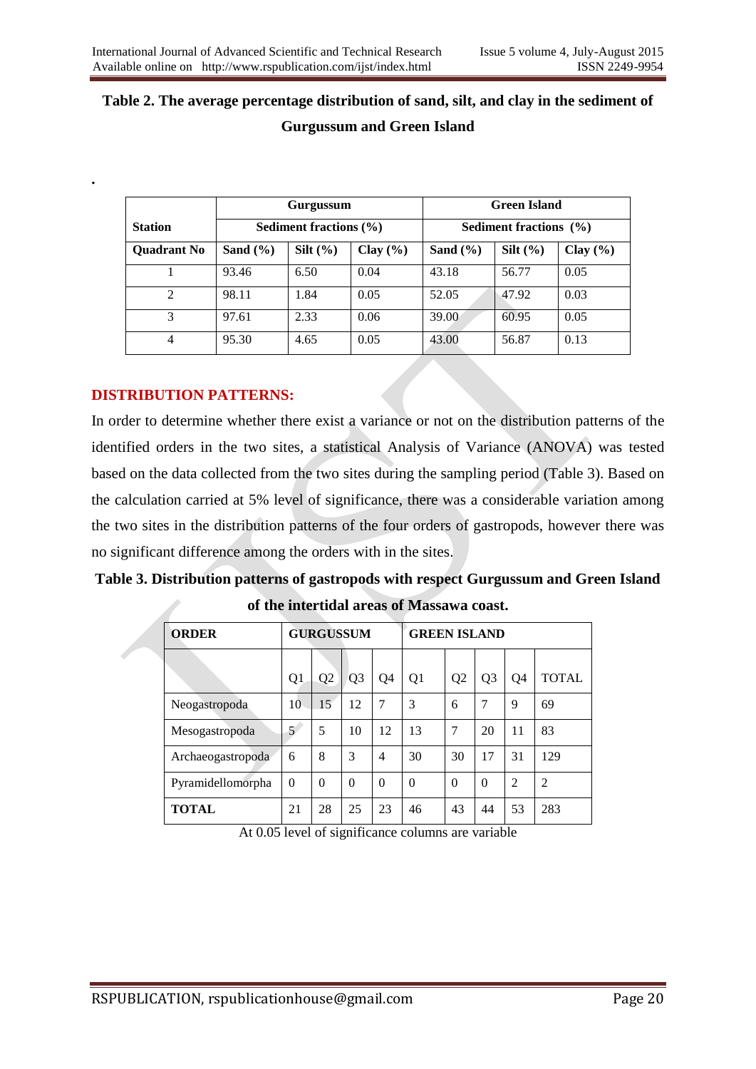**Table 2. The average percentage distribution of sand, silt, and clay in the sediment of Gurgussum and Green Island**

.

| Station | Gurgussum | | | Green Island | | |
|---|---|---|---|---|---|---|
| | Sediment fractions (%) | | | Sediment fractions (%) | | |
| **Quadrant No** | **Sand (%)** | **Silt (%)** | **Clay (%)** | **Sand (%)** | **Silt (%)** | **Clay (%)** |
| 1 | 93.46 | 6.50 | 0.04 | 43.18 | 56.77 | 0.05 |
| 2 | 98.11 | 1.84 | 0.05 | 52.05 | 47.92 | 0.03 |
| 3 | 97.61 | 2.33 | 0.06 | 39.00 | 60.95 | 0.05 |
| 4 | 95.30 | 4.65 | 0.05 | 43.00 | 56.87 | 0.13 |

## DISTRIBUTION PATTERNS:

In order to determine whether there exist a variance or not on the distribution patterns of the identified orders in the two sites, a statistical Analysis of Variance (ANOVA) was tested based on the data collected from the two sites during the sampling period (Table 3). Based on the calculation carried at 5% level of significance, there was a considerable variation among the two sites in the distribution patterns of the four orders of gastropods, however there was no significant difference among the orders with in the sites.

**Table 3. Distribution patterns of gastropods with respect Gurgussum and Green Island of the intertidal areas of Massawa coast.**

| ORDER | GURGUSSUM | | | | GREEN ISLAND | | | | |
|---|---|---|---|---|---|---|---|---|---|
| | Q1 | Q2 | Q3 | Q4 | Q1 | Q2 | Q3 | Q4 | TOTAL |
| Neogastropoda | 10 | 15 | 12 | 7 | 3 | 6 | 7 | 9 | 69 |
| Mesogastropoda | 5 | 5 | 10 | 12 | 13 | 7 | 20 | 11 | 83 |
| Archaeogastropoda | 6 | 8 | 3 | 4 | 30 | 30 | 17 | 31 | 129 |
| Pyramidellomorpha | 0 | 0 | 0 | 0 | 0 | 0 | 0 | 2 | 2 |
| **TOTAL** | 21 | 28 | 25 | 23 | 46 | 43 | 44 | 53 | 283 |

At 0.05 level of significance columns are variable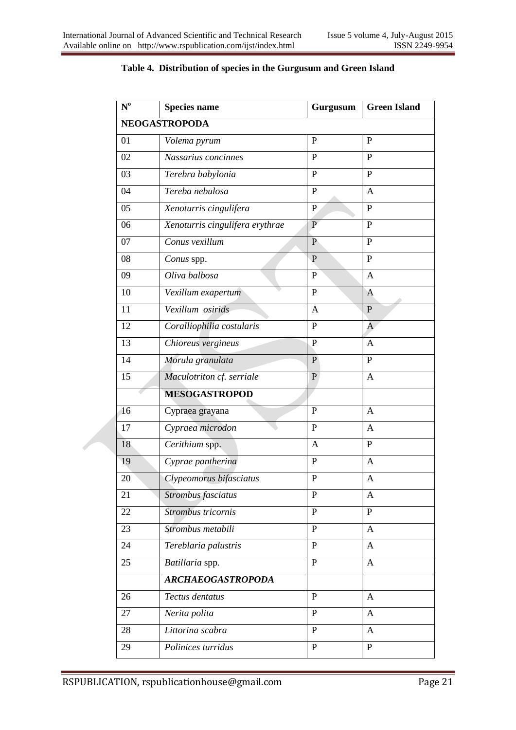**Table 4. Distribution of species in the Gurgusum and Green Island**

| N$^{o}$ | Species name | Gurgusum | Green Island |
|---|---|---|---|
| **NEOGASTROPODA** | | | |
| 01 | *Volema pyrum* | P | P |
| 02 | *Nassarius concinnes* | P | P |
| 03 | *Terebra babylonia* | P | P |
| 04 | *Tereba nebulosa* | P | A |
| 05 | *Xenoturris cingulifera* | P | P |
| 06 | *Xenoturris cingulifera erythrae* | P | P |
| 07 | *Conus vexillum* | P | P |
| 08 | *Conus* spp. | P | P |
| 09 | *Oliva balbosa* | P | A |
| 10 | *Vexillum exapertum* | P | A |
| 11 | *Vexillum osirids* | A | P |
| 12 | *Coralliophilia costularis* | P | A |
| 13 | *Chioreus vergineus* | P | A |
| 14 | *Morula granulata* | P | P |
| 15 | *Maculotriton cf. serriale* | P | A |
| | **MESOGASTROPOD** | | |
| 16 | Cypraea grayana | P | A |
| 17 | *Cypraea microdon* | P | A |
| 18 | *Cerithium* spp. | A | P |
| 19 | *Cyprae pantherina* | P | A |
| 20 | *Clypeomorus bifasciatus* | P | A |
| 21 | *Strombus fasciatus* | P | A |
| 22 | *Strombus tricornis* | P | P |
| 23 | *Strombus metabili* | P | A |
| 24 | *Tereblaria palustris* | P | A |
| 25 | *Batillaria* spp. | P | A |
| | ***ARCHAEOGASTROPODA*** | | |
| 26 | *Tectus dentatus* | P | A |
| 27 | *Nerita polita* | P | A |
| 28 | *Littorina scabra* | P | A |
| 29 | *Polinices turridus* | P | P |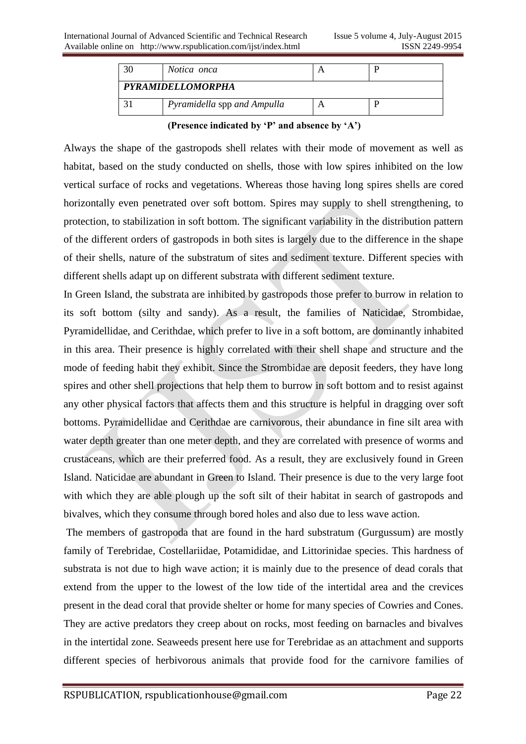| 30 | *Notica onca* | A | P |
|---|---|---|---|
| ***PYRAMIDELLOMORPHA*** | | | |
| 31 | *Pyramidella* spp *and Ampulla* | A | P |

**(Presence indicated by 'P' and absence by 'A')**

Always the shape of the gastropods shell relates with their mode of movement as well as habitat, based on the study conducted on shells, those with low spires inhibited on the low vertical surface of rocks and vegetations. Whereas those having long spires shells are cored horizontally even penetrated over soft bottom. Spires may supply to shell strengthening, to protection, to stabilization in soft bottom. The significant variability in the distribution pattern of the different orders of gastropods in both sites is largely due to the difference in the shape of their shells, nature of the substratum of sites and sediment texture. Different species with different shells adapt up on different substrata with different sediment texture.

In Green Island, the substrata are inhibited by gastropods those prefer to burrow in relation to its soft bottom (silty and sandy). As a result, the families of Naticidae, Strombidae, Pyramidellidae, and Cerithdae, which prefer to live in a soft bottom, are dominantly inhabited in this area. Their presence is highly correlated with their shell shape and structure and the mode of feeding habit they exhibit. Since the Strombidae are deposit feeders, they have long spires and other shell projections that help them to burrow in soft bottom and to resist against any other physical factors that affects them and this structure is helpful in dragging over soft bottoms. Pyramidellidae and Cerithdae are carnivorous, their abundance in fine silt area with water depth greater than one meter depth, and they are correlated with presence of worms and crustaceans, which are their preferred food. As a result, they are exclusively found in Green Island. Naticidae are abundant in Green to Island. Their presence is due to the very large foot with which they are able plough up the soft silt of their habitat in search of gastropods and bivalves, which they consume through bored holes and also due to less wave action.

The members of gastropoda that are found in the hard substratum (Gurgussum) are mostly family of Terebridae, Costellariidae, Potamididae, and Littorinidae species. This hardness of substrata is not due to high wave action; it is mainly due to the presence of dead corals that extend from the upper to the lowest of the low tide of the intertidal area and the crevices present in the dead coral that provide shelter or home for many species of Cowries and Cones. They are active predators they creep about on rocks, most feeding on barnacles and bivalves in the intertidal zone. Seaweeds present here use for Terebridae as an attachment and supports different species of herbivorous animals that provide food for the carnivore families of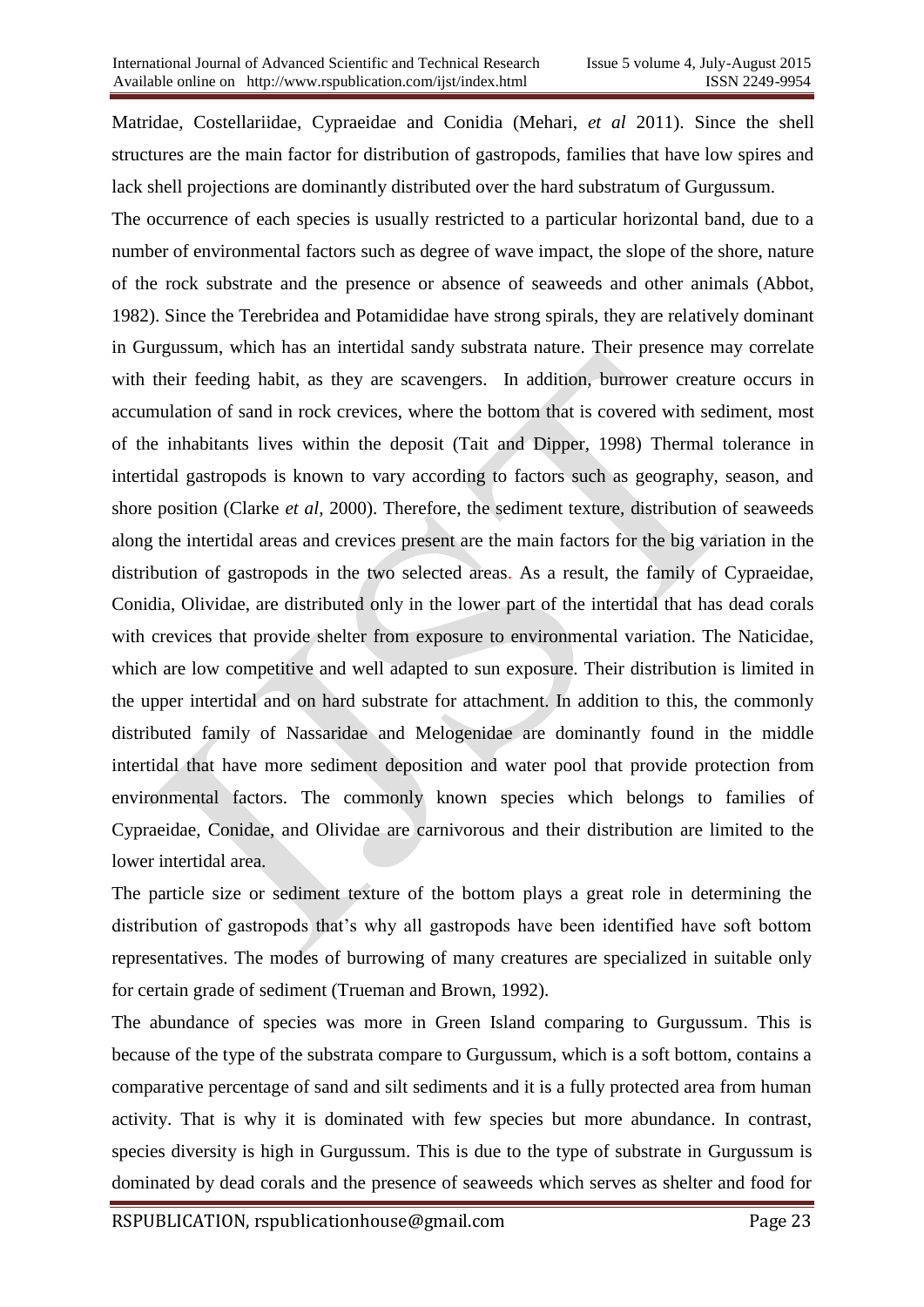Matridae, Costellariidae, Cypraeidae and Conidia (Mehari, *et al* 2011). Since the shell structures are the main factor for distribution of gastropods, families that have low spires and lack shell projections are dominantly distributed over the hard substratum of Gurgussum.

The occurrence of each species is usually restricted to a particular horizontal band, due to a number of environmental factors such as degree of wave impact, the slope of the shore, nature of the rock substrate and the presence or absence of seaweeds and other animals (Abbot, 1982). Since the Terebridea and Potamididae have strong spirals, they are relatively dominant in Gurgussum, which has an intertidal sandy substrata nature. Their presence may correlate with their feeding habit, as they are scavengers. In addition, burrower creature occurs in accumulation of sand in rock crevices, where the bottom that is covered with sediment, most of the inhabitants lives within the deposit (Tait and Dipper, 1998) Thermal tolerance in intertidal gastropods is known to vary according to factors such as geography, season, and shore position (Clarke *et al*, 2000). Therefore, the sediment texture, distribution of seaweeds along the intertidal areas and crevices present are the main factors for the big variation in the distribution of gastropods in the two selected areas. As a result, the family of Cypraeidae, Conidia, Olividae, are distributed only in the lower part of the intertidal that has dead corals with crevices that provide shelter from exposure to environmental variation. The Naticidae, which are low competitive and well adapted to sun exposure. Their distribution is limited in the upper intertidal and on hard substrate for attachment. In addition to this, the commonly distributed family of Nassaridae and Melogenidae are dominantly found in the middle intertidal that have more sediment deposition and water pool that provide protection from environmental factors. The commonly known species which belongs to families of Cypraeidae, Conidae, and Olividae are carnivorous and their distribution are limited to the lower intertidal area.

The particle size or sediment texture of the bottom plays a great role in determining the distribution of gastropods that's why all gastropods have been identified have soft bottom representatives. The modes of burrowing of many creatures are specialized in suitable only for certain grade of sediment (Trueman and Brown, 1992).

The abundance of species was more in Green Island comparing to Gurgussum. This is because of the type of the substrata compare to Gurgussum, which is a soft bottom, contains a comparative percentage of sand and silt sediments and it is a fully protected area from human activity. That is why it is dominated with few species but more abundance. In contrast, species diversity is high in Gurgussum. This is due to the type of substrate in Gurgussum is dominated by dead corals and the presence of seaweeds which serves as shelter and food for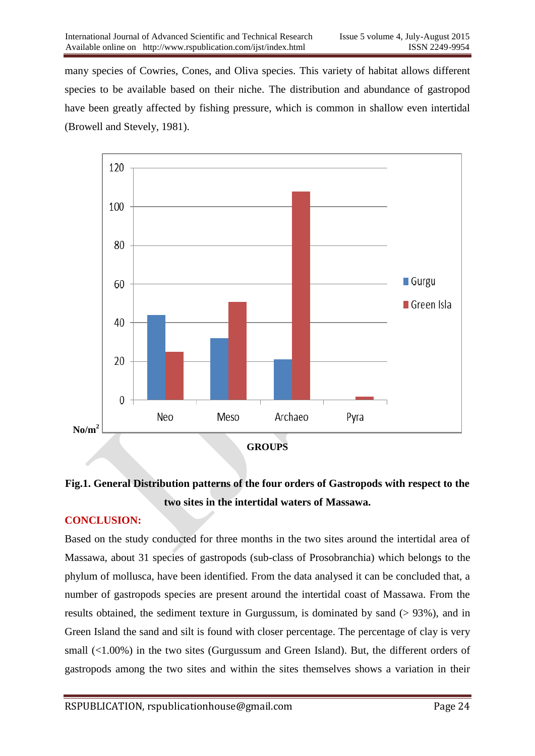many species of Cowries, Cones, and Oliva species. This variety of habitat allows different species to be available based on their niche. The distribution and abundance of gastropod have been greatly affected by fishing pressure, which is common in shallow even intertidal (Browell and Stevely, 1981).

**Fig.1. General Distribution patterns of the four orders of Gastropods with respect to the two sites in the intertidal waters of Massawa.**

## CONCLUSION:

Based on the study conducted for three months in the two sites around the intertidal area of Massawa, about 31 species of gastropods (sub-class of Prosobranchia) which belongs to the phylum of mollusca, have been identified. From the data analysed it can be concluded that, a number of gastropods species are present around the intertidal coast of Massawa. From the results obtained, the sediment texture in Gurgussum, is dominated by sand (> 93%), and in Green Island the sand and silt is found with closer percentage. The percentage of clay is very small (<1.00%) in the two sites (Gurgussum and Green Island). But, the different orders of gastropods among the two sites and within the sites themselves shows a variation in their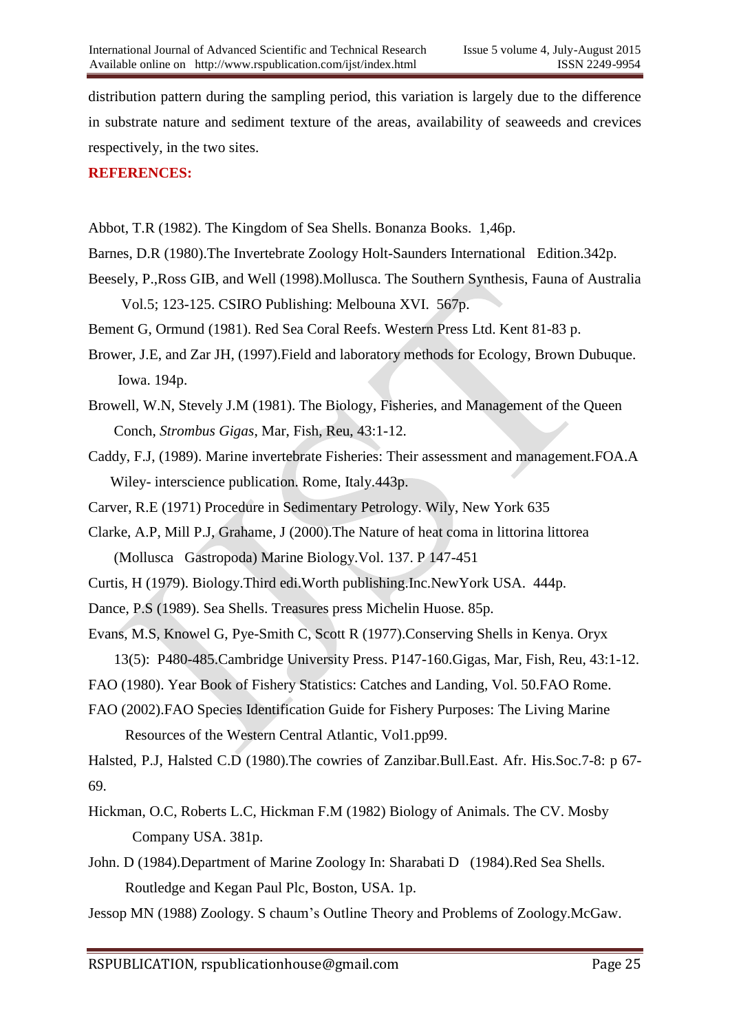distribution pattern during the sampling period, this variation is largely due to the difference in substrate nature and sediment texture of the areas, availability of seaweeds and crevices respectively, in the two sites.

## REFERENCES:

Abbot, T.R (1982). The Kingdom of Sea Shells. Bonanza Books. 1,46p.

Barnes, D.R (1980).The Invertebrate Zoology Holt-Saunders International Edition.342p.

Beesely, P.,Ross GIB, and Well (1998).Mollusca. The Southern Synthesis, Fauna of Australia Vol.5; 123-125. CSIRO Publishing: Melbouna XVI. 567p.

Bement G, Ormund (1981). Red Sea Coral Reefs. Western Press Ltd. Kent 81-83 p.

Brower, J.E, and Zar JH, (1997).Field and laboratory methods for Ecology, Brown Dubuque. Iowa. 194p.

Browell, W.N, Stevely J.M (1981). The Biology, Fisheries, and Management of the Queen Conch, *Strombus Gigas*, Mar, Fish, Reu, 43:1-12.

Caddy, F.J, (1989). Marine invertebrate Fisheries: Their assessment and management.FOA.A Wiley- interscience publication. Rome, Italy.443p.

Carver, R.E (1971) Procedure in Sedimentary Petrology. Wily, New York 635

Clarke, A.P, Mill P.J, Grahame, J (2000).The Nature of heat coma in littorina littorea (Mollusca Gastropoda) Marine Biology.Vol. 137. P 147-451

Curtis, H (1979). Biology.Third edi.Worth publishing.Inc.NewYork USA. 444p.

Dance, P.S (1989). Sea Shells. Treasures press Michelin Huose. 85p.

Evans, M.S, Knowel G, Pye-Smith C, Scott R (1977).Conserving Shells in Kenya. Oryx 13(5): P480-485.Cambridge University Press. P147-160.Gigas, Mar, Fish, Reu, 43:1-12.

FAO (1980). Year Book of Fishery Statistics: Catches and Landing, Vol. 50.FAO Rome.

FAO (2002).FAO Species Identification Guide for Fishery Purposes: The Living Marine Resources of the Western Central Atlantic, Vol1.pp99.

Halsted, P.J, Halsted C.D (1980).The cowries of Zanzibar.Bull.East. Afr. His.Soc.7-8: p 67-69.

Hickman, O.C, Roberts L.C, Hickman F.M (1982) Biology of Animals. The CV. Mosby Company USA. 381p.

John. D (1984).Department of Marine Zoology In: Sharabati D (1984).Red Sea Shells. Routledge and Kegan Paul Plc, Boston, USA. 1p.

Jessop MN (1988) Zoology. S chaum's Outline Theory and Problems of Zoology.McGaw.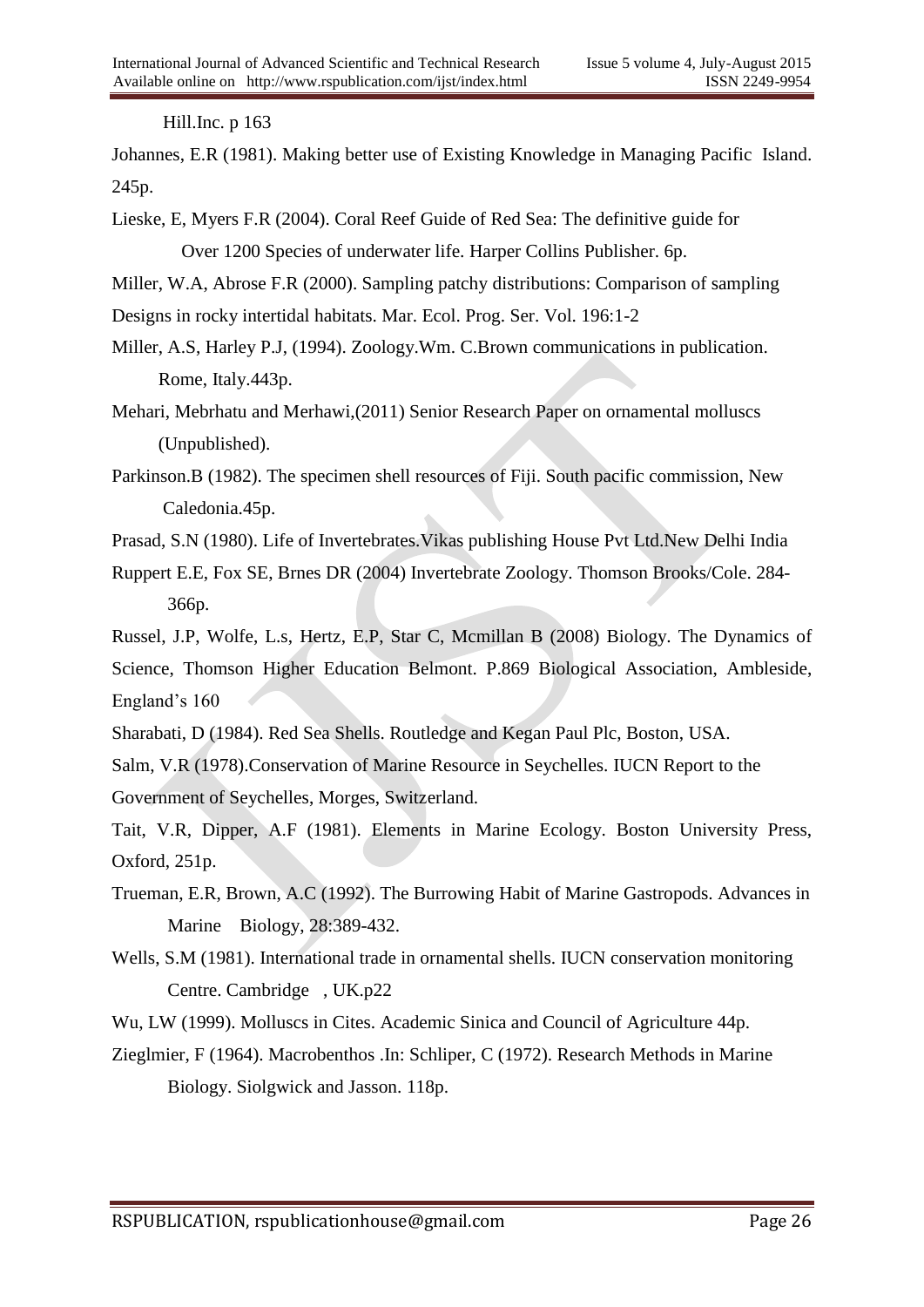Hill.Inc. p 163

Johannes, E.R (1981). Making better use of Existing Knowledge in Managing Pacific Island. 245p.

Lieske, E, Myers F.R (2004). Coral Reef Guide of Red Sea: The definitive guide for Over 1200 Species of underwater life. Harper Collins Publisher. 6p.

Miller, W.A, Abrose F.R (2000). Sampling patchy distributions: Comparison of sampling Designs in rocky intertidal habitats. Mar. Ecol. Prog. Ser. Vol. 196:1-2

Miller, A.S, Harley P.J, (1994). Zoology.Wm. C.Brown communications in publication. Rome, Italy.443p.

Mehari, Mebrhatu and Merhawi,(2011) Senior Research Paper on ornamental molluscs (Unpublished).

Parkinson.B (1982). The specimen shell resources of Fiji. South pacific commission, New Caledonia.45p.

Prasad, S.N (1980). Life of Invertebrates.Vikas publishing House Pvt Ltd.New Delhi India

Ruppert E.E, Fox SE, Brnes DR (2004) Invertebrate Zoology. Thomson Brooks/Cole. 284-366p.

Russel, J.P, Wolfe, L.s, Hertz, E.P, Star C, Mcmillan B (2008) Biology. The Dynamics of Science, Thomson Higher Education Belmont. P.869 Biological Association, Ambleside, England's 160

Sharabati, D (1984). Red Sea Shells. Routledge and Kegan Paul Plc, Boston, USA.

Salm, V.R (1978).Conservation of Marine Resource in Seychelles. IUCN Report to the Government of Seychelles, Morges, Switzerland.

Tait, V.R, Dipper, A.F (1981). Elements in Marine Ecology. Boston University Press, Oxford, 251p.

Trueman, E.R, Brown, A.C (1992). The Burrowing Habit of Marine Gastropods. Advances in Marine Biology, 28:389-432.

Wells, S.M (1981). International trade in ornamental shells. IUCN conservation monitoring Centre. Cambridge , UK.p22

Wu, LW (1999). Molluscs in Cites. Academic Sinica and Council of Agriculture 44p.

Zieglmier, F (1964). Macrobenthos .In: Schliper, C (1972). Research Methods in Marine Biology. Siolgwick and Jasson. 118p.